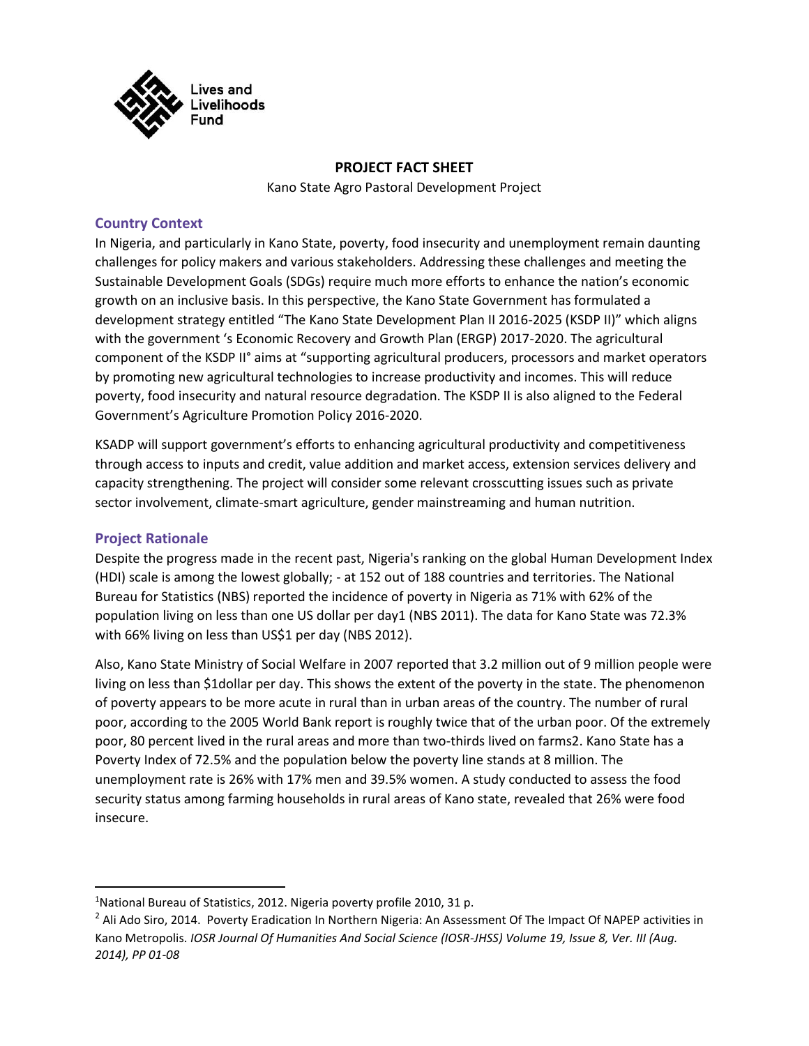Lives and Livelihoods Fund

# PROJECT FACT SHEET

Kano State Agro Pastoral Development Project

## Country Context

In Nigeria, and particularly in Kano State, poverty, food insecurity and unemployment remain daunting challenges for policy makers and various stakeholders. Addressing these challenges and meeting the Sustainable Development Goals (SDGs) require much more efforts to enhance the nation's economic growth on an inclusive basis. In this perspective, the Kano State Government has formulated a development strategy entitled "The Kano State Development Plan II 2016-2025 (KSDP II)" which aligns with the government 's Economic Recovery and Growth Plan (ERGP) 2017-2020. The agricultural component of the KSDP II° aims at "supporting agricultural producers, processors and market operators by promoting new agricultural technologies to increase productivity and incomes. This will reduce poverty, food insecurity and natural resource degradation. The KSDP II is also aligned to the Federal Government's Agriculture Promotion Policy 2016-2020.

KSADP will support government's efforts to enhancing agricultural productivity and competitiveness through access to inputs and credit, value addition and market access, extension services delivery and capacity strengthening. The project will consider some relevant crosscutting issues such as private sector involvement, climate-smart agriculture, gender mainstreaming and human nutrition.

## Project Rationale

Despite the progress made in the recent past, Nigeria's ranking on the global Human Development Index (HDI) scale is among the lowest globally; - at 152 out of 188 countries and territories. The National Bureau for Statistics (NBS) reported the incidence of poverty in Nigeria as 71% with 62% of the population living on less than one US dollar per day[1] (NBS 2011). The data for Kano State was 72.3% with 66% living on less than US$1 per day (NBS 2012).

Also, Kano State Ministry of Social Welfare in 2007 reported that 3.2 million out of 9 million people were living on less than $1dollar per day. This shows the extent of the poverty in the state. The phenomenon of poverty appears to be more acute in rural than in urban areas of the country. The number of rural poor, according to the 2005 World Bank report is roughly twice that of the urban poor. Of the extremely poor, 80 percent lived in the rural areas and more than two-thirds lived on farms[2]. Kano State has a Poverty Index of 72.5% and the population below the poverty line stands at 8 million. The unemployment rate is 26% with 17% men and 39.5% women. A study conducted to assess the food security status among farming households in rural areas of Kano state, revealed that 26% were food insecure.

---

[1] National Bureau of Statistics, 2012. Nigeria poverty profile 2010, 31 p.

[2] Ali Ado Siro, 2014. Poverty Eradication In Northern Nigeria: An Assessment Of The Impact Of NAPEP activities in Kano Metropolis. *IOSR Journal Of Humanities And Social Science (IOSR-JHSS) Volume 19, Issue 8, Ver. III (Aug. 2014), PP 01-08*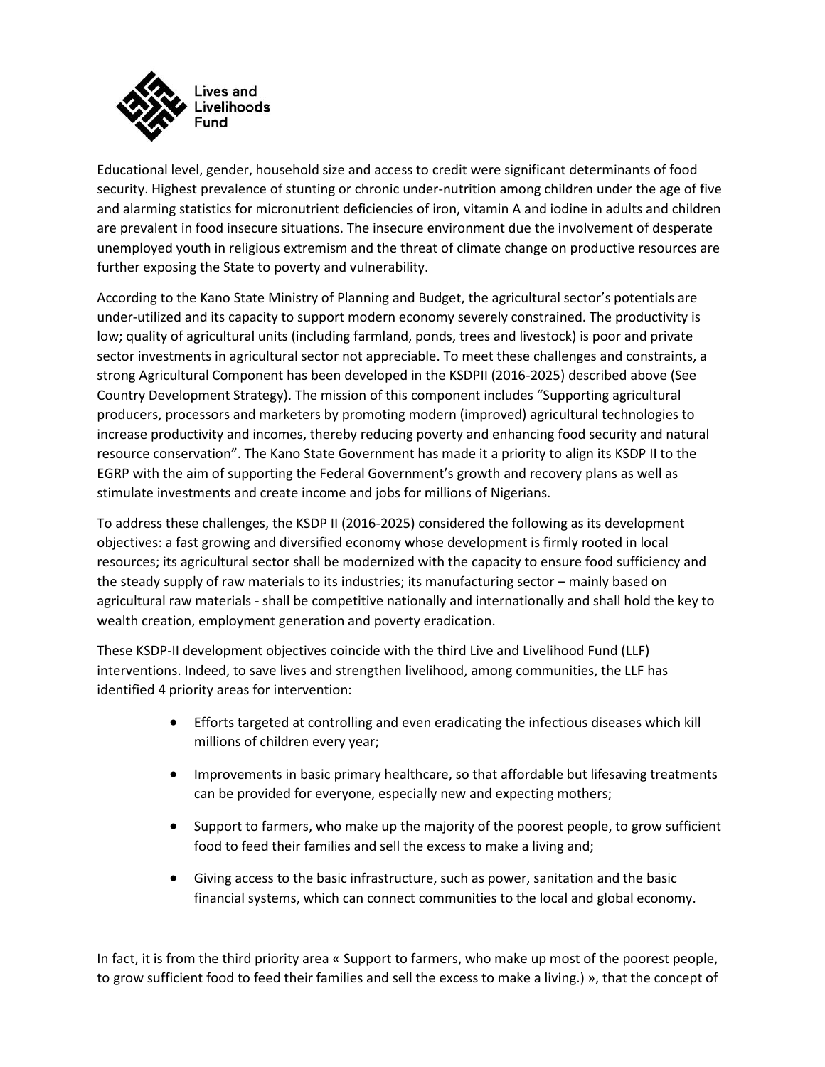Educational level, gender, household size and access to credit were significant determinants of food security. Highest prevalence of stunting or chronic under-nutrition among children under the age of five and alarming statistics for micronutrient deficiencies of iron, vitamin A and iodine in adults and children are prevalent in food insecure situations. The insecure environment due the involvement of desperate unemployed youth in religious extremism and the threat of climate change on productive resources are further exposing the State to poverty and vulnerability.

According to the Kano State Ministry of Planning and Budget, the agricultural sector's potentials are under-utilized and its capacity to support modern economy severely constrained. The productivity is low; quality of agricultural units (including farmland, ponds, trees and livestock) is poor and private sector investments in agricultural sector not appreciable. To meet these challenges and constraints, a strong Agricultural Component has been developed in the KSDPII (2016-2025) described above (See Country Development Strategy). The mission of this component includes "Supporting agricultural producers, processors and marketers by promoting modern (improved) agricultural technologies to increase productivity and incomes, thereby reducing poverty and enhancing food security and natural resource conservation". The Kano State Government has made it a priority to align its KSDP II to the EGRP with the aim of supporting the Federal Government's growth and recovery plans as well as stimulate investments and create income and jobs for millions of Nigerians.

To address these challenges, the KSDP II (2016-2025) considered the following as its development objectives: a fast growing and diversified economy whose development is firmly rooted in local resources; its agricultural sector shall be modernized with the capacity to ensure food sufficiency and the steady supply of raw materials to its industries; its manufacturing sector – mainly based on agricultural raw materials - shall be competitive nationally and internationally and shall hold the key to wealth creation, employment generation and poverty eradication.

These KSDP-II development objectives coincide with the third Live and Livelihood Fund (LLF) interventions. Indeed, to save lives and strengthen livelihood, among communities, the LLF has identified 4 priority areas for intervention:

- Efforts targeted at controlling and even eradicating the infectious diseases which kill millions of children every year;
- Improvements in basic primary healthcare, so that affordable but lifesaving treatments can be provided for everyone, especially new and expecting mothers;
- Support to farmers, who make up the majority of the poorest people, to grow sufficient food to feed their families and sell the excess to make a living and;
- Giving access to the basic infrastructure, such as power, sanitation and the basic financial systems, which can connect communities to the local and global economy.

In fact, it is from the third priority area « Support to farmers, who make up most of the poorest people, to grow sufficient food to feed their families and sell the excess to make a living.) », that the concept of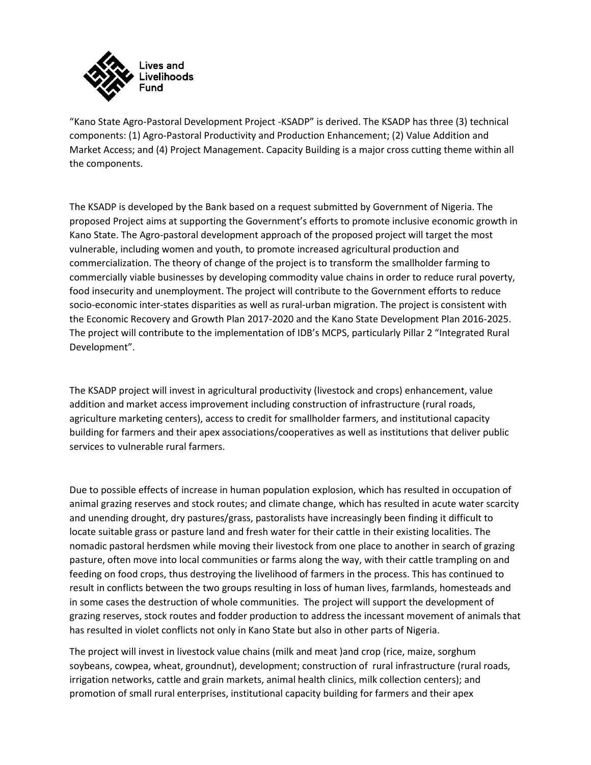"Kano State Agro-Pastoral Development Project -KSADP" is derived. The KSADP has three (3) technical components: (1) Agro-Pastoral Productivity and Production Enhancement; (2) Value Addition and Market Access; and (4) Project Management. Capacity Building is a major cross cutting theme within all the components.

The KSADP is developed by the Bank based on a request submitted by Government of Nigeria. The proposed Project aims at supporting the Government's efforts to promote inclusive economic growth in Kano State. The Agro-pastoral development approach of the proposed project will target the most vulnerable, including women and youth, to promote increased agricultural production and commercialization. The theory of change of the project is to transform the smallholder farming to commercially viable businesses by developing commodity value chains in order to reduce rural poverty, food insecurity and unemployment. The project will contribute to the Government efforts to reduce socio-economic inter-states disparities as well as rural-urban migration. The project is consistent with the Economic Recovery and Growth Plan 2017-2020 and the Kano State Development Plan 2016-2025. The project will contribute to the implementation of IDB's MCPS, particularly Pillar 2 "Integrated Rural Development".

The KSADP project will invest in agricultural productivity (livestock and crops) enhancement, value addition and market access improvement including construction of infrastructure (rural roads, agriculture marketing centers), access to credit for smallholder farmers, and institutional capacity building for farmers and their apex associations/cooperatives as well as institutions that deliver public services to vulnerable rural farmers.

Due to possible effects of increase in human population explosion, which has resulted in occupation of animal grazing reserves and stock routes; and climate change, which has resulted in acute water scarcity and unending drought, dry pastures/grass, pastoralists have increasingly been finding it difficult to locate suitable grass or pasture land and fresh water for their cattle in their existing localities. The nomadic pastoral herdsmen while moving their livestock from one place to another in search of grazing pasture, often move into local communities or farms along the way, with their cattle trampling on and feeding on food crops, thus destroying the livelihood of farmers in the process. This has continued to result in conflicts between the two groups resulting in loss of human lives, farmlands, homesteads and in some cases the destruction of whole communities. The project will support the development of grazing reserves, stock routes and fodder production to address the incessant movement of animals that has resulted in violet conflicts not only in Kano State but also in other parts of Nigeria.

The project will invest in livestock value chains (milk and meat )and crop (rice, maize, sorghum soybeans, cowpea, wheat, groundnut), development; construction of rural infrastructure (rural roads, irrigation networks, cattle and grain markets, animal health clinics, milk collection centers); and promotion of small rural enterprises, institutional capacity building for farmers and their apex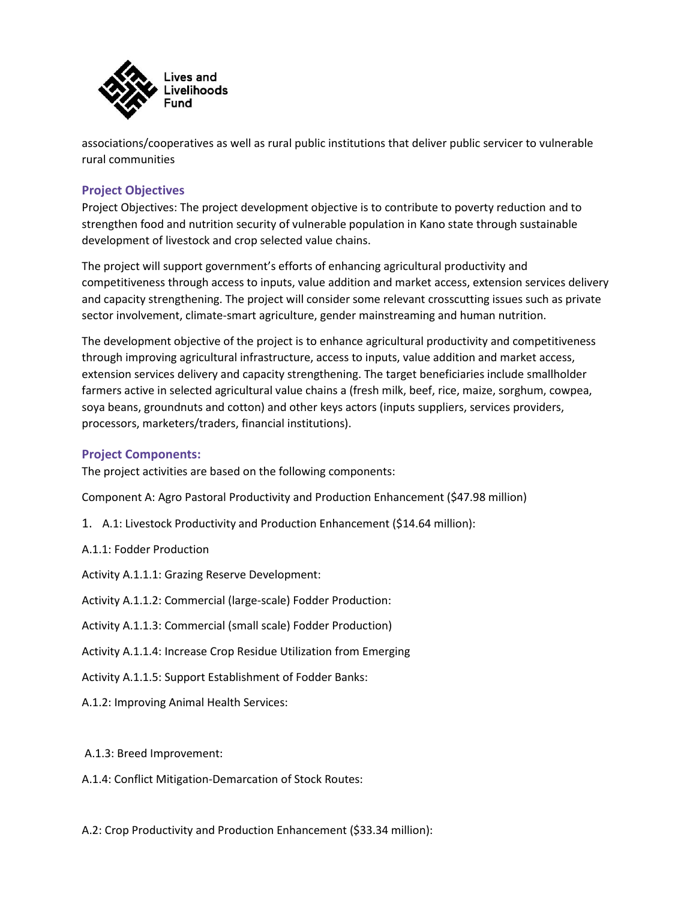associations/cooperatives as well as rural public institutions that deliver public servicer to vulnerable rural communities

## Project Objectives

Project Objectives: The project development objective is to contribute to poverty reduction and to strengthen food and nutrition security of vulnerable population in Kano state through sustainable development of livestock and crop selected value chains.

The project will support government's efforts of enhancing agricultural productivity and competitiveness through access to inputs, value addition and market access, extension services delivery and capacity strengthening. The project will consider some relevant crosscutting issues such as private sector involvement, climate-smart agriculture, gender mainstreaming and human nutrition.

The development objective of the project is to enhance agricultural productivity and competitiveness through improving agricultural infrastructure, access to inputs, value addition and market access, extension services delivery and capacity strengthening. The target beneficiaries include smallholder farmers active in selected agricultural value chains a (fresh milk, beef, rice, maize, sorghum, cowpea, soya beans, groundnuts and cotton) and other keys actors (inputs suppliers, services providers, processors, marketers/traders, financial institutions).

## Project Components:

The project activities are based on the following components:

Component A: Agro Pastoral Productivity and Production Enhancement ($47.98 million)

1. A.1: Livestock Productivity and Production Enhancement ($14.64 million):

A.1.1: Fodder Production

Activity A.1.1.1: Grazing Reserve Development:

Activity A.1.1.2: Commercial (large-scale) Fodder Production:

Activity A.1.1.3: Commercial (small scale) Fodder Production)

Activity A.1.1.4: Increase Crop Residue Utilization from Emerging

Activity A.1.1.5: Support Establishment of Fodder Banks:

A.1.2: Improving Animal Health Services:

A.1.3: Breed Improvement:

A.1.4: Conflict Mitigation-Demarcation of Stock Routes:

A.2: Crop Productivity and Production Enhancement ($33.34 million):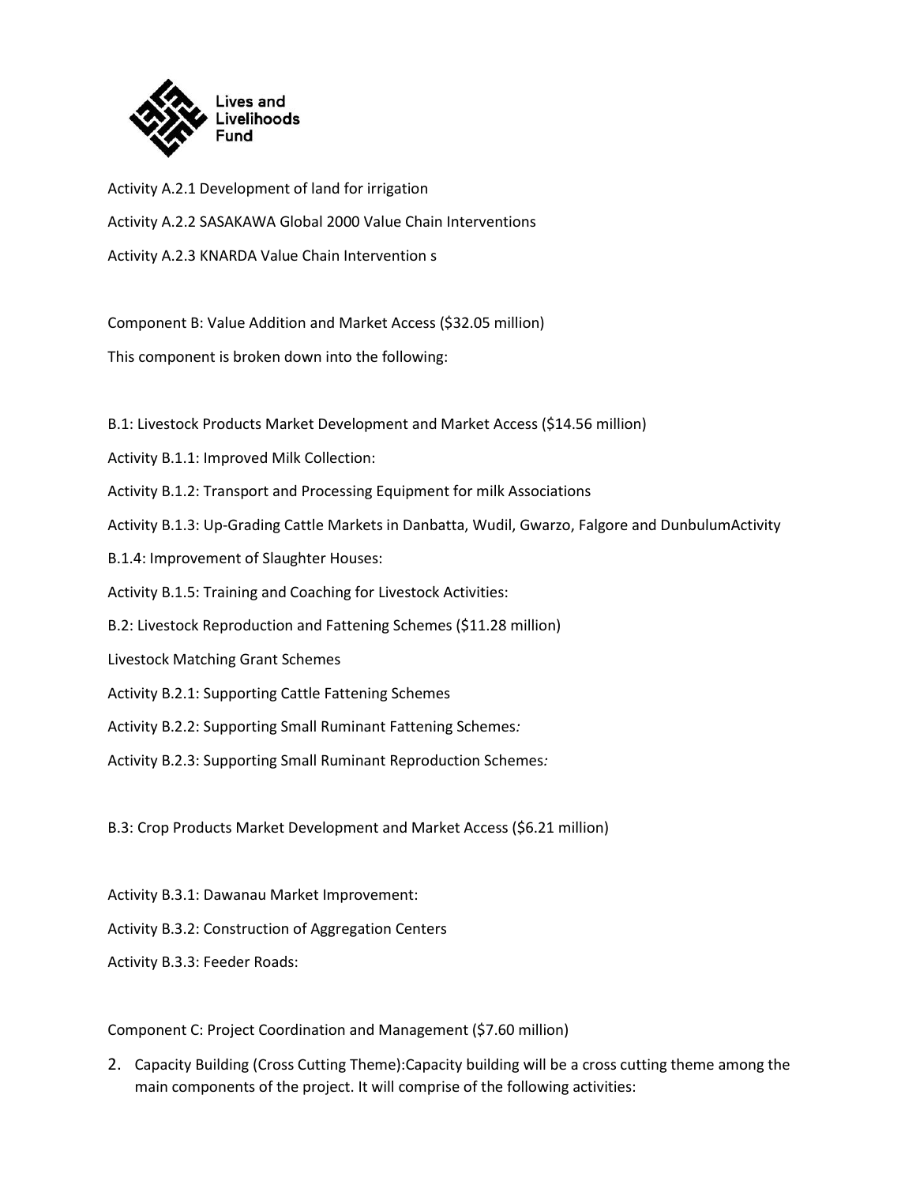Activity A.2.1 Development of land for irrigation

Activity A.2.2 SASAKAWA Global 2000 Value Chain Interventions

Activity A.2.3 KNARDA Value Chain Intervention s

Component B: Value Addition and Market Access ($32.05 million)

This component is broken down into the following:

B.1: Livestock Products Market Development and Market Access ($14.56 million)

Activity B.1.1: Improved Milk Collection:

Activity B.1.2: Transport and Processing Equipment for milk Associations

Activity B.1.3: Up-Grading Cattle Markets in Danbatta, Wudil, Gwarzo, Falgore and DunbulumActivity

B.1.4: Improvement of Slaughter Houses:

Activity B.1.5: Training and Coaching for Livestock Activities:

B.2: Livestock Reproduction and Fattening Schemes ($11.28 million)

Livestock Matching Grant Schemes

Activity B.2.1: Supporting Cattle Fattening Schemes

Activity B.2.2: Supporting Small Ruminant Fattening Schemes*:*

Activity B.2.3: Supporting Small Ruminant Reproduction Schemes*:*

B.3: Crop Products Market Development and Market Access ($6.21 million)

Activity B.3.1: Dawanau Market Improvement:

Activity B.3.2: Construction of Aggregation Centers

Activity B.3.3: Feeder Roads:

Component C: Project Coordination and Management ($7.60 million)

2. Capacity Building (Cross Cutting Theme):Capacity building will be a cross cutting theme among the main components of the project. It will comprise of the following activities: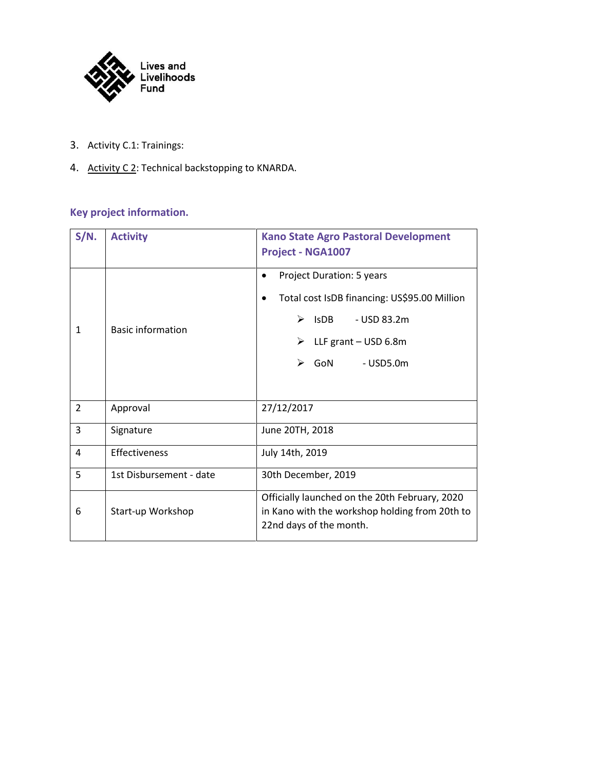3. Activity C.1: Trainings:
4. Activity C 2: Technical backstopping to KNARDA.

## Key project information.

| S/N. | Activity | Kano State Agro Pastoral Development Project - NGA1007 |
|---|---|---|
| 1 | Basic information | • Project Duration: 5 years<br>• Total cost IsDB financing: US$95.00 Million<br>➢ IsDB - USD 83.2m<br>➢ LLF grant – USD 6.8m<br>➢ GoN - USD5.0m |
| 2 | Approval | 27/12/2017 |
| 3 | Signature | June 20TH, 2018 |
| 4 | Effectiveness | July 14th, 2019 |
| 5 | 1st Disbursement - date | 30th December, 2019 |
| 6 | Start-up Workshop | Officially launched on the 20th February, 2020 in Kano with the workshop holding from 20th to 22nd days of the month. |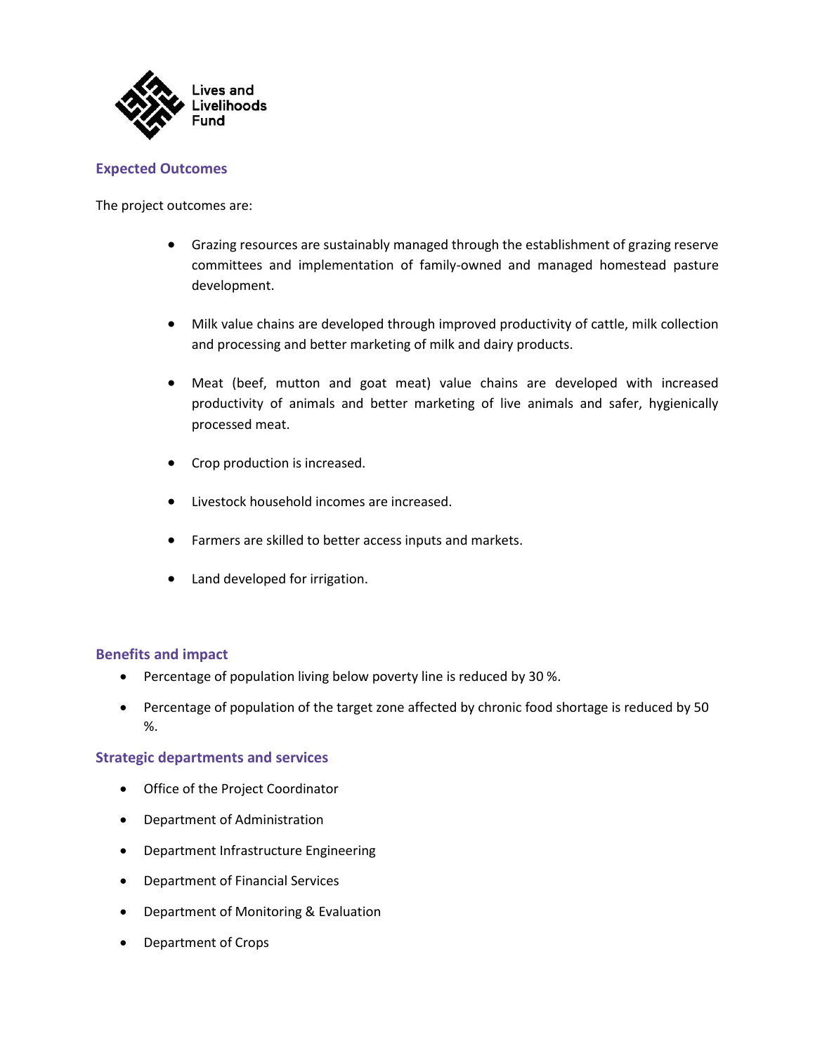## Expected Outcomes

The project outcomes are:

- Grazing resources are sustainably managed through the establishment of grazing reserve committees and implementation of family-owned and managed homestead pasture development.
- Milk value chains are developed through improved productivity of cattle, milk collection and processing and better marketing of milk and dairy products.
- Meat (beef, mutton and goat meat) value chains are developed with increased productivity of animals and better marketing of live animals and safer, hygienically processed meat.
- Crop production is increased.
- Livestock household incomes are increased.
- Farmers are skilled to better access inputs and markets.
- Land developed for irrigation.

## Benefits and impact

- Percentage of population living below poverty line is reduced by 30 %.
- Percentage of population of the target zone affected by chronic food shortage is reduced by 50 %.

## Strategic departments and services

- Office of the Project Coordinator
- Department of Administration
- Department Infrastructure Engineering
- Department of Financial Services
- Department of Monitoring & Evaluation
- Department of Crops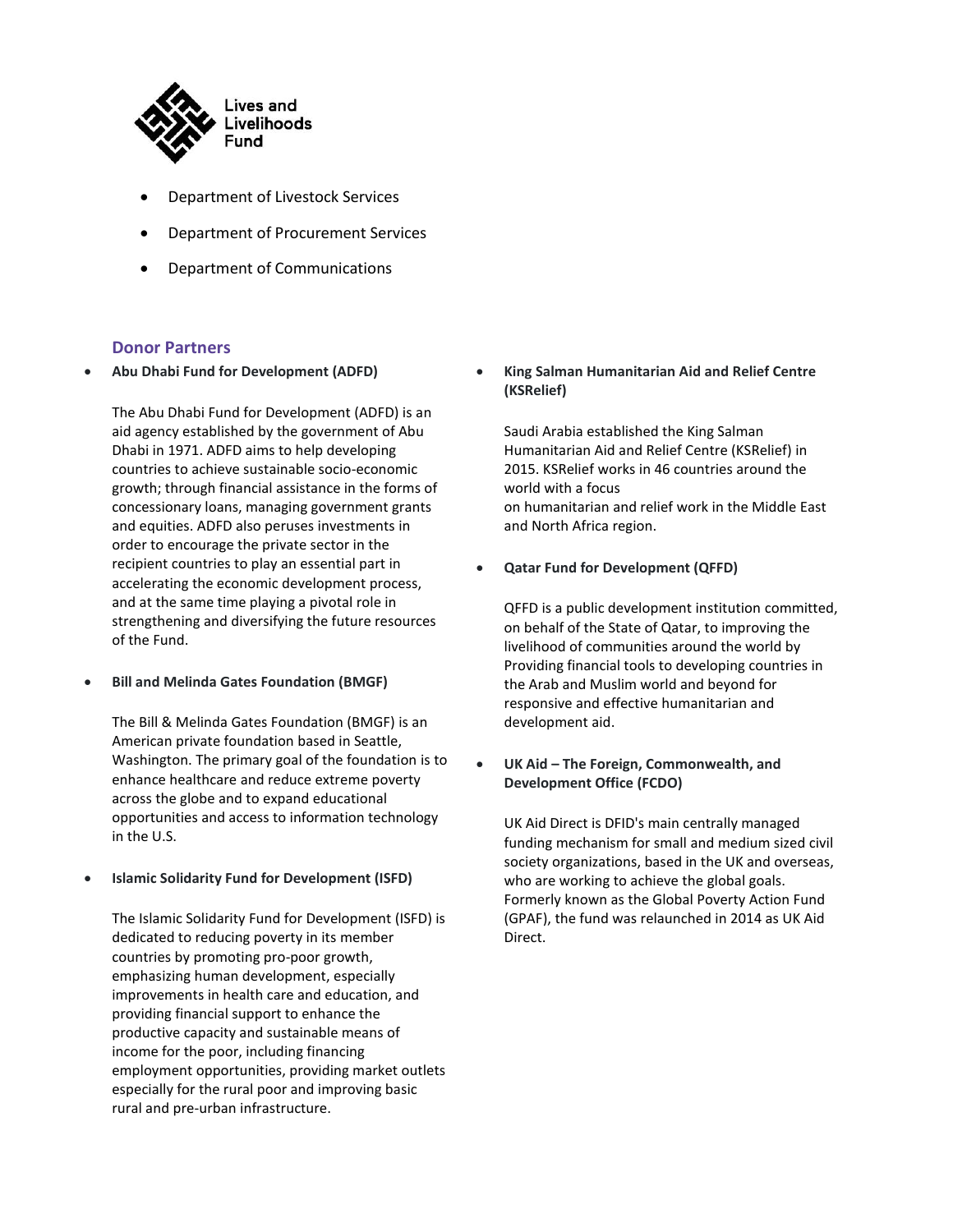- Department of Livestock Services
- Department of Procurement Services
- Department of Communications

### Donor Partners

- **Abu Dhabi Fund for Development (ADFD)**

  The Abu Dhabi Fund for Development (ADFD) is an aid agency established by the government of Abu Dhabi in 1971. ADFD aims to help developing countries to achieve sustainable socio-economic growth; through financial assistance in the forms of concessionary loans, managing government grants and equities. ADFD also peruses investments in order to encourage the private sector in the recipient countries to play an essential part in accelerating the economic development process, and at the same time playing a pivotal role in strengthening and diversifying the future resources of the Fund.

- **Bill and Melinda Gates Foundation (BMGF)**

  The Bill & Melinda Gates Foundation (BMGF) is an American private foundation based in Seattle, Washington. The primary goal of the foundation is to enhance healthcare and reduce extreme poverty across the globe and to expand educational opportunities and access to information technology in the U.S.

- **Islamic Solidarity Fund for Development (ISFD)**

  The Islamic Solidarity Fund for Development (ISFD) is dedicated to reducing poverty in its member countries by promoting pro-poor growth, emphasizing human development, especially improvements in health care and education, and providing financial support to enhance the productive capacity and sustainable means of income for the poor, including financing employment opportunities, providing market outlets especially for the rural poor and improving basic rural and pre-urban infrastructure.

- **King Salman Humanitarian Aid and Relief Centre (KSRelief)**

  Saudi Arabia established the King Salman Humanitarian Aid and Relief Centre (KSRelief) in 2015. KSRelief works in 46 countries around the world with a focus on humanitarian and relief work in the Middle East and North Africa region.

- **Qatar Fund for Development (QFFD)**

  QFFD is a public development institution committed, on behalf of the State of Qatar, to improving the livelihood of communities around the world by Providing financial tools to developing countries in the Arab and Muslim world and beyond for responsive and effective humanitarian and development aid.

- **UK Aid – The Foreign, Commonwealth, and Development Office (FCDO)**

  UK Aid Direct is DFID's main centrally managed funding mechanism for small and medium sized civil society organizations, based in the UK and overseas, who are working to achieve the global goals. Formerly known as the Global Poverty Action Fund (GPAF), the fund was relaunched in 2014 as UK Aid Direct.